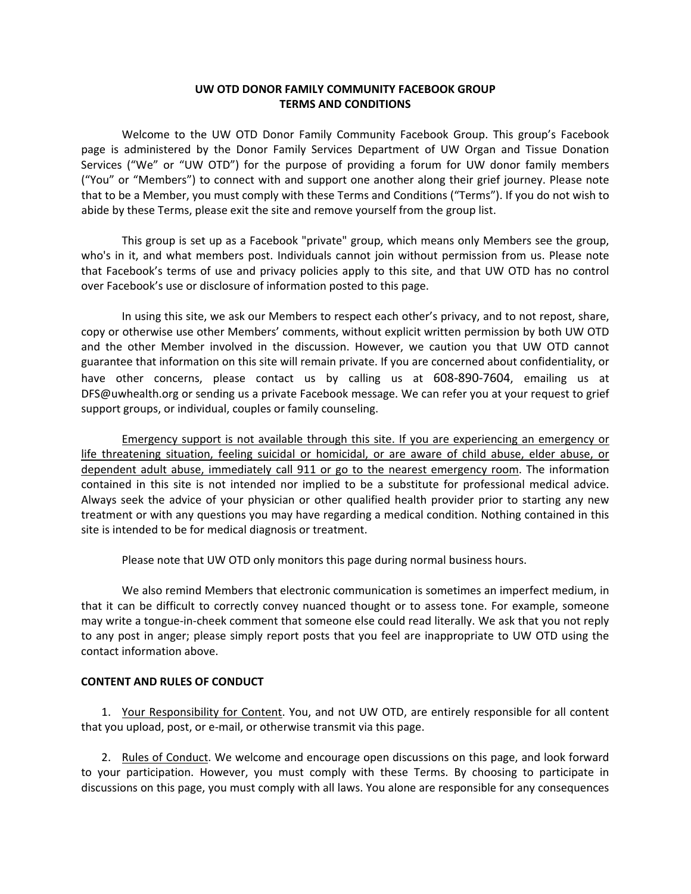# UW OTD DONOR FAMILY COMMUNITY FACEBOOK GROUP
# TERMS AND CONDITIONS

Welcome to the UW OTD Donor Family Community Facebook Group. This group's Facebook page is administered by the Donor Family Services Department of UW Organ and Tissue Donation Services ("We" or "UW OTD") for the purpose of providing a forum for UW donor family members ("You" or "Members") to connect with and support one another along their grief journey. Please note that to be a Member, you must comply with these Terms and Conditions ("Terms"). If you do not wish to abide by these Terms, please exit the site and remove yourself from the group list.

This group is set up as a Facebook "private" group, which means only Members see the group, who's in it, and what members post. Individuals cannot join without permission from us. Please note that Facebook's terms of use and privacy policies apply to this site, and that UW OTD has no control over Facebook's use or disclosure of information posted to this page.

In using this site, we ask our Members to respect each other's privacy, and to not repost, share, copy or otherwise use other Members' comments, without explicit written permission by both UW OTD and the other Member involved in the discussion. However, we caution you that UW OTD cannot guarantee that information on this site will remain private. If you are concerned about confidentiality, or have other concerns, please contact us by calling us at 608-890-7604, emailing us at DFS@uwhealth.org or sending us a private Facebook message. We can refer you at your request to grief support groups, or individual, couples or family counseling.

<u>Emergency support is not available through this site. If you are experiencing an emergency or life threatening situation, feeling suicidal or homicidal, or are aware of child abuse, elder abuse, or dependent adult abuse, immediately call 911 or go to the nearest emergency room</u>. The information contained in this site is not intended nor implied to be a substitute for professional medical advice. Always seek the advice of your physician or other qualified health provider prior to starting any new treatment or with any questions you may have regarding a medical condition. Nothing contained in this site is intended to be for medical diagnosis or treatment.

Please note that UW OTD only monitors this page during normal business hours.

We also remind Members that electronic communication is sometimes an imperfect medium, in that it can be difficult to correctly convey nuanced thought or to assess tone. For example, someone may write a tongue-in-cheek comment that someone else could read literally. We ask that you not reply to any post in anger; please simply report posts that you feel are inappropriate to UW OTD using the contact information above.

## CONTENT AND RULES OF CONDUCT

1. <u>Your Responsibility for Content</u>. You, and not UW OTD, are entirely responsible for all content that you upload, post, or e-mail, or otherwise transmit via this page.

2. <u>Rules of Conduct</u>. We welcome and encourage open discussions on this page, and look forward to your participation. However, you must comply with these Terms. By choosing to participate in discussions on this page, you must comply with all laws. You alone are responsible for any consequences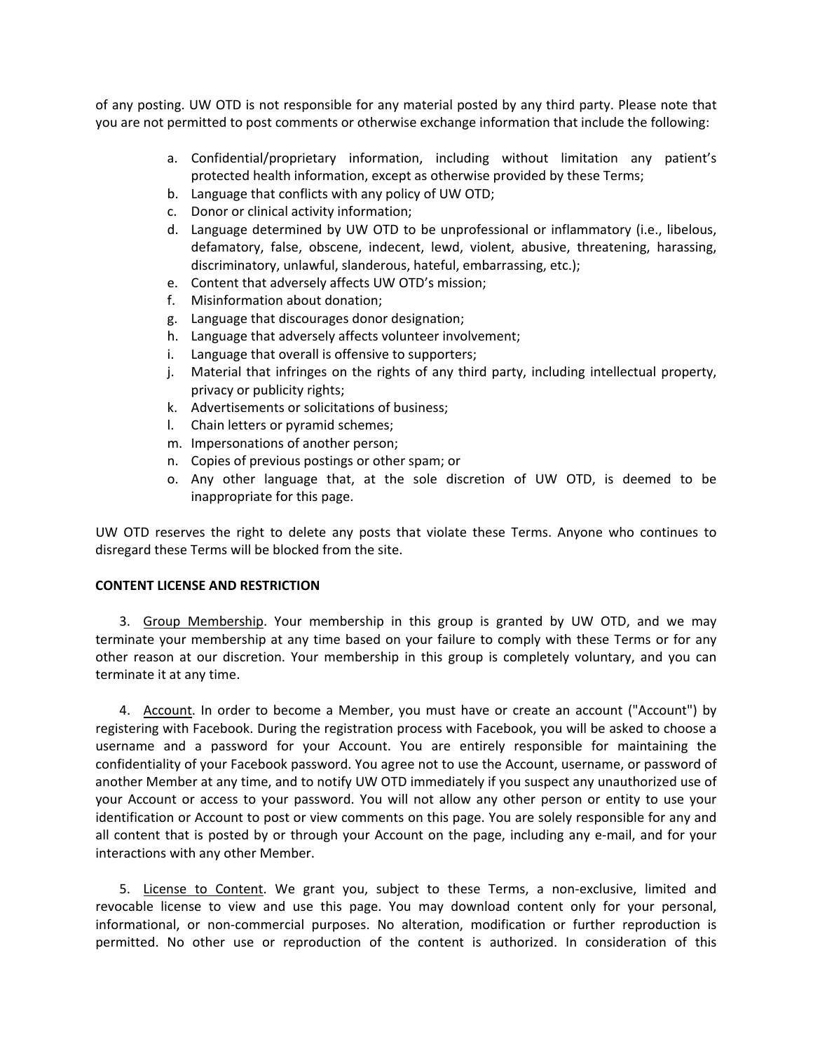of any posting. UW OTD is not responsible for any material posted by any third party. Please note that you are not permitted to post comments or otherwise exchange information that include the following:

a. Confidential/proprietary information, including without limitation any patient's protected health information, except as otherwise provided by these Terms;
b. Language that conflicts with any policy of UW OTD;
c. Donor or clinical activity information;
d. Language determined by UW OTD to be unprofessional or inflammatory (i.e., libelous, defamatory, false, obscene, indecent, lewd, violent, abusive, threatening, harassing, discriminatory, unlawful, slanderous, hateful, embarrassing, etc.);
e. Content that adversely affects UW OTD's mission;
f. Misinformation about donation;
g. Language that discourages donor designation;
h. Language that adversely affects volunteer involvement;
i. Language that overall is offensive to supporters;
j. Material that infringes on the rights of any third party, including intellectual property, privacy or publicity rights;
k. Advertisements or solicitations of business;
l. Chain letters or pyramid schemes;
m. Impersonations of another person;
n. Copies of previous postings or other spam; or
o. Any other language that, at the sole discretion of UW OTD, is deemed to be inappropriate for this page.

UW OTD reserves the right to delete any posts that violate these Terms. Anyone who continues to disregard these Terms will be blocked from the site.

**CONTENT LICENSE AND RESTRICTION**

3. Group Membership. Your membership in this group is granted by UW OTD, and we may terminate your membership at any time based on your failure to comply with these Terms or for any other reason at our discretion. Your membership in this group is completely voluntary, and you can terminate it at any time.

4. Account. In order to become a Member, you must have or create an account ("Account") by registering with Facebook. During the registration process with Facebook, you will be asked to choose a username and a password for your Account. You are entirely responsible for maintaining the confidentiality of your Facebook password. You agree not to use the Account, username, or password of another Member at any time, and to notify UW OTD immediately if you suspect any unauthorized use of your Account or access to your password. You will not allow any other person or entity to use your identification or Account to post or view comments on this page. You are solely responsible for any and all content that is posted by or through your Account on the page, including any e-mail, and for your interactions with any other Member.

5. License to Content. We grant you, subject to these Terms, a non-exclusive, limited and revocable license to view and use this page. You may download content only for your personal, informational, or non-commercial purposes. No alteration, modification or further reproduction is permitted. No other use or reproduction of the content is authorized. In consideration of this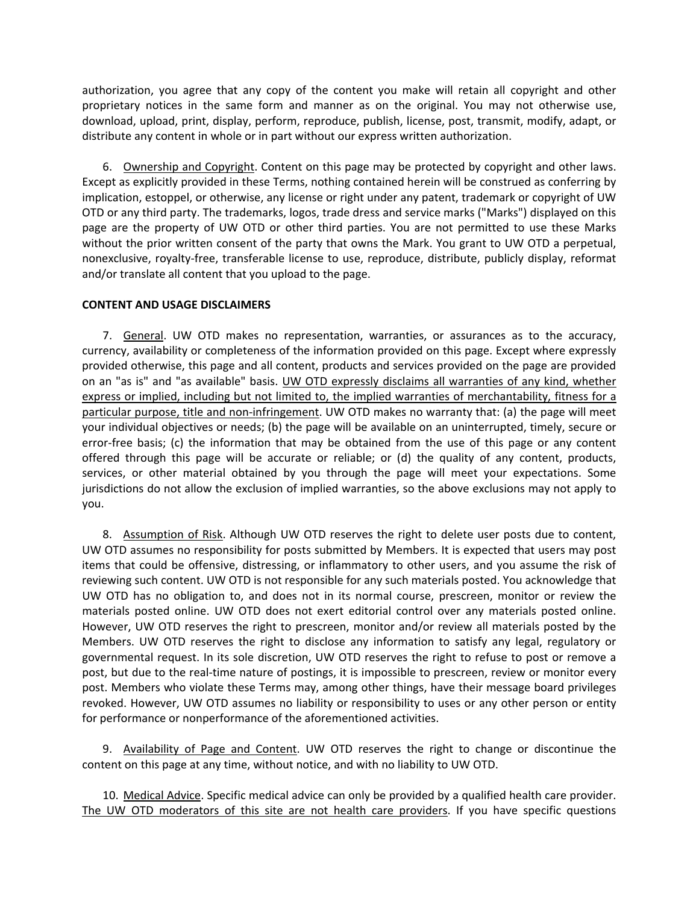authorization, you agree that any copy of the content you make will retain all copyright and other proprietary notices in the same form and manner as on the original. You may not otherwise use, download, upload, print, display, perform, reproduce, publish, license, post, transmit, modify, adapt, or distribute any content in whole or in part without our express written authorization.

6. <u>Ownership and Copyright</u>. Content on this page may be protected by copyright and other laws. Except as explicitly provided in these Terms, nothing contained herein will be construed as conferring by implication, estoppel, or otherwise, any license or right under any patent, trademark or copyright of UW OTD or any third party. The trademarks, logos, trade dress and service marks ("Marks") displayed on this page are the property of UW OTD or other third parties. You are not permitted to use these Marks without the prior written consent of the party that owns the Mark. You grant to UW OTD a perpetual, nonexclusive, royalty-free, transferable license to use, reproduce, distribute, publicly display, reformat and/or translate all content that you upload to the page.

**CONTENT AND USAGE DISCLAIMERS**

7. <u>General</u>. UW OTD makes no representation, warranties, or assurances as to the accuracy, currency, availability or completeness of the information provided on this page. Except where expressly provided otherwise, this page and all content, products and services provided on the page are provided on an "as is" and "as available" basis. <u>UW OTD expressly disclaims all warranties of any kind, whether express or implied, including but not limited to, the implied warranties of merchantability, fitness for a particular purpose, title and non-infringement</u>. UW OTD makes no warranty that: (a) the page will meet your individual objectives or needs; (b) the page will be available on an uninterrupted, timely, secure or error-free basis; (c) the information that may be obtained from the use of this page or any content offered through this page will be accurate or reliable; or (d) the quality of any content, products, services, or other material obtained by you through the page will meet your expectations. Some jurisdictions do not allow the exclusion of implied warranties, so the above exclusions may not apply to you.

8. <u>Assumption of Risk</u>. Although UW OTD reserves the right to delete user posts due to content, UW OTD assumes no responsibility for posts submitted by Members. It is expected that users may post items that could be offensive, distressing, or inflammatory to other users, and you assume the risk of reviewing such content. UW OTD is not responsible for any such materials posted. You acknowledge that UW OTD has no obligation to, and does not in its normal course, prescreen, monitor or review the materials posted online. UW OTD does not exert editorial control over any materials posted online. However, UW OTD reserves the right to prescreen, monitor and/or review all materials posted by the Members. UW OTD reserves the right to disclose any information to satisfy any legal, regulatory or governmental request. In its sole discretion, UW OTD reserves the right to refuse to post or remove a post, but due to the real-time nature of postings, it is impossible to prescreen, review or monitor every post. Members who violate these Terms may, among other things, have their message board privileges revoked. However, UW OTD assumes no liability or responsibility to uses or any other person or entity for performance or nonperformance of the aforementioned activities.

9. <u>Availability of Page and Content</u>. UW OTD reserves the right to change or discontinue the content on this page at any time, without notice, and with no liability to UW OTD.

10. <u>Medical Advice</u>. Specific medical advice can only be provided by a qualified health care provider. <u>The UW OTD moderators of this site are not health care providers</u>. If you have specific questions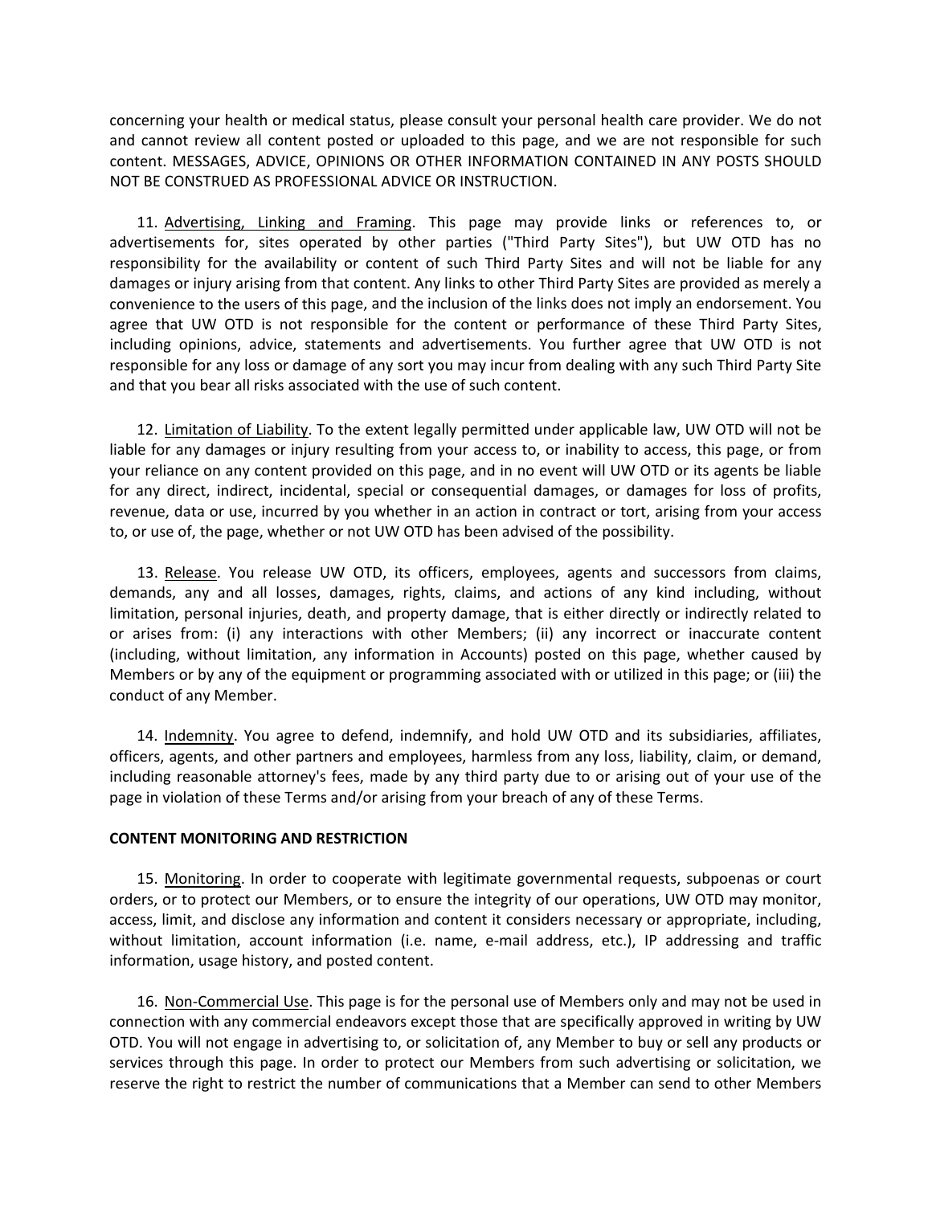concerning your health or medical status, please consult your personal health care provider. We do not and cannot review all content posted or uploaded to this page, and we are not responsible for such content. MESSAGES, ADVICE, OPINIONS OR OTHER INFORMATION CONTAINED IN ANY POSTS SHOULD NOT BE CONSTRUED AS PROFESSIONAL ADVICE OR INSTRUCTION.

11. Advertising, Linking and Framing. This page may provide links or references to, or advertisements for, sites operated by other parties ("Third Party Sites"), but UW OTD has no responsibility for the availability or content of such Third Party Sites and will not be liable for any damages or injury arising from that content. Any links to other Third Party Sites are provided as merely a convenience to the users of this page, and the inclusion of the links does not imply an endorsement. You agree that UW OTD is not responsible for the content or performance of these Third Party Sites, including opinions, advice, statements and advertisements. You further agree that UW OTD is not responsible for any loss or damage of any sort you may incur from dealing with any such Third Party Site and that you bear all risks associated with the use of such content.

12. Limitation of Liability. To the extent legally permitted under applicable law, UW OTD will not be liable for any damages or injury resulting from your access to, or inability to access, this page, or from your reliance on any content provided on this page, and in no event will UW OTD or its agents be liable for any direct, indirect, incidental, special or consequential damages, or damages for loss of profits, revenue, data or use, incurred by you whether in an action in contract or tort, arising from your access to, or use of, the page, whether or not UW OTD has been advised of the possibility.

13. Release. You release UW OTD, its officers, employees, agents and successors from claims, demands, any and all losses, damages, rights, claims, and actions of any kind including, without limitation, personal injuries, death, and property damage, that is either directly or indirectly related to or arises from: (i) any interactions with other Members; (ii) any incorrect or inaccurate content (including, without limitation, any information in Accounts) posted on this page, whether caused by Members or by any of the equipment or programming associated with or utilized in this page; or (iii) the conduct of any Member.

14. Indemnity. You agree to defend, indemnify, and hold UW OTD and its subsidiaries, affiliates, officers, agents, and other partners and employees, harmless from any loss, liability, claim, or demand, including reasonable attorney's fees, made by any third party due to or arising out of your use of the page in violation of these Terms and/or arising from your breach of any of these Terms.

**CONTENT MONITORING AND RESTRICTION**

15. Monitoring. In order to cooperate with legitimate governmental requests, subpoenas or court orders, or to protect our Members, or to ensure the integrity of our operations, UW OTD may monitor, access, limit, and disclose any information and content it considers necessary or appropriate, including, without limitation, account information (i.e. name, e-mail address, etc.), IP addressing and traffic information, usage history, and posted content.

16. Non-Commercial Use. This page is for the personal use of Members only and may not be used in connection with any commercial endeavors except those that are specifically approved in writing by UW OTD. You will not engage in advertising to, or solicitation of, any Member to buy or sell any products or services through this page. In order to protect our Members from such advertising or solicitation, we reserve the right to restrict the number of communications that a Member can send to other Members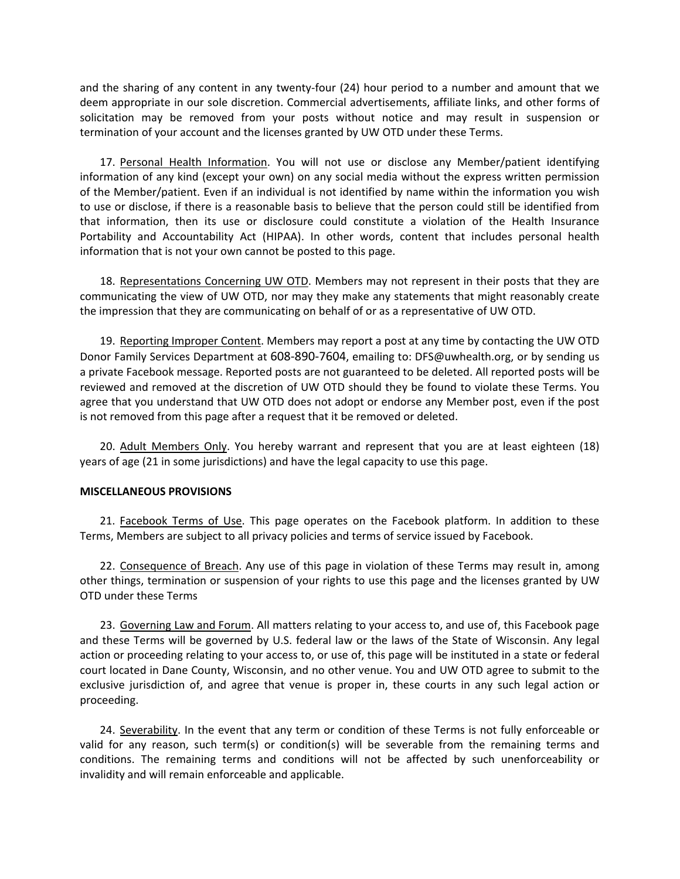and the sharing of any content in any twenty-four (24) hour period to a number and amount that we deem appropriate in our sole discretion. Commercial advertisements, affiliate links, and other forms of solicitation may be removed from your posts without notice and may result in suspension or termination of your account and the licenses granted by UW OTD under these Terms.

17. Personal Health Information. You will not use or disclose any Member/patient identifying information of any kind (except your own) on any social media without the express written permission of the Member/patient. Even if an individual is not identified by name within the information you wish to use or disclose, if there is a reasonable basis to believe that the person could still be identified from that information, then its use or disclosure could constitute a violation of the Health Insurance Portability and Accountability Act (HIPAA). In other words, content that includes personal health information that is not your own cannot be posted to this page.

18. Representations Concerning UW OTD. Members may not represent in their posts that they are communicating the view of UW OTD, nor may they make any statements that might reasonably create the impression that they are communicating on behalf of or as a representative of UW OTD.

19. Reporting Improper Content. Members may report a post at any time by contacting the UW OTD Donor Family Services Department at 608-890-7604, emailing to: DFS@uwhealth.org, or by sending us a private Facebook message. Reported posts are not guaranteed to be deleted. All reported posts will be reviewed and removed at the discretion of UW OTD should they be found to violate these Terms. You agree that you understand that UW OTD does not adopt or endorse any Member post, even if the post is not removed from this page after a request that it be removed or deleted.

20. Adult Members Only. You hereby warrant and represent that you are at least eighteen (18) years of age (21 in some jurisdictions) and have the legal capacity to use this page.

**MISCELLANEOUS PROVISIONS**

21. Facebook Terms of Use. This page operates on the Facebook platform. In addition to these Terms, Members are subject to all privacy policies and terms of service issued by Facebook.

22. Consequence of Breach. Any use of this page in violation of these Terms may result in, among other things, termination or suspension of your rights to use this page and the licenses granted by UW OTD under these Terms

23. Governing Law and Forum. All matters relating to your access to, and use of, this Facebook page and these Terms will be governed by U.S. federal law or the laws of the State of Wisconsin. Any legal action or proceeding relating to your access to, or use of, this page will be instituted in a state or federal court located in Dane County, Wisconsin, and no other venue. You and UW OTD agree to submit to the exclusive jurisdiction of, and agree that venue is proper in, these courts in any such legal action or proceeding.

24. Severability. In the event that any term or condition of these Terms is not fully enforceable or valid for any reason, such term(s) or condition(s) will be severable from the remaining terms and conditions. The remaining terms and conditions will not be affected by such unenforceability or invalidity and will remain enforceable and applicable.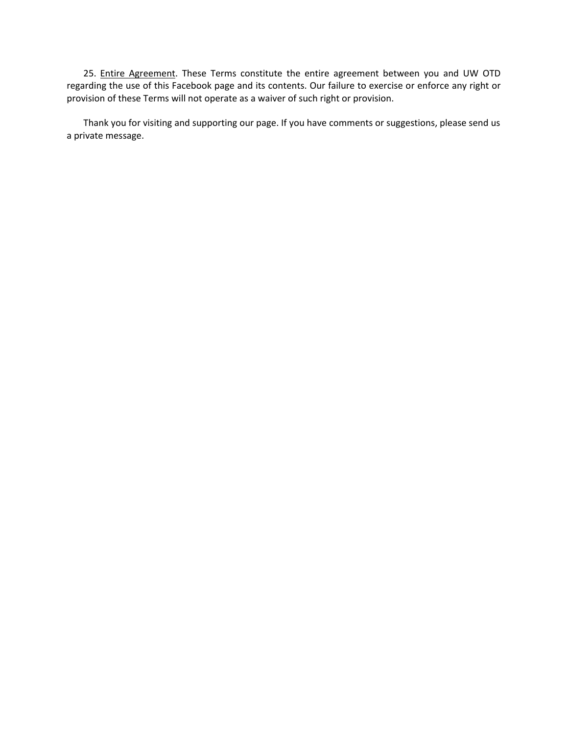25. <u>Entire Agreement</u>. These Terms constitute the entire agreement between you and UW OTD regarding the use of this Facebook page and its contents. Our failure to exercise or enforce any right or provision of these Terms will not operate as a waiver of such right or provision.

Thank you for visiting and supporting our page. If you have comments or suggestions, please send us a private message.